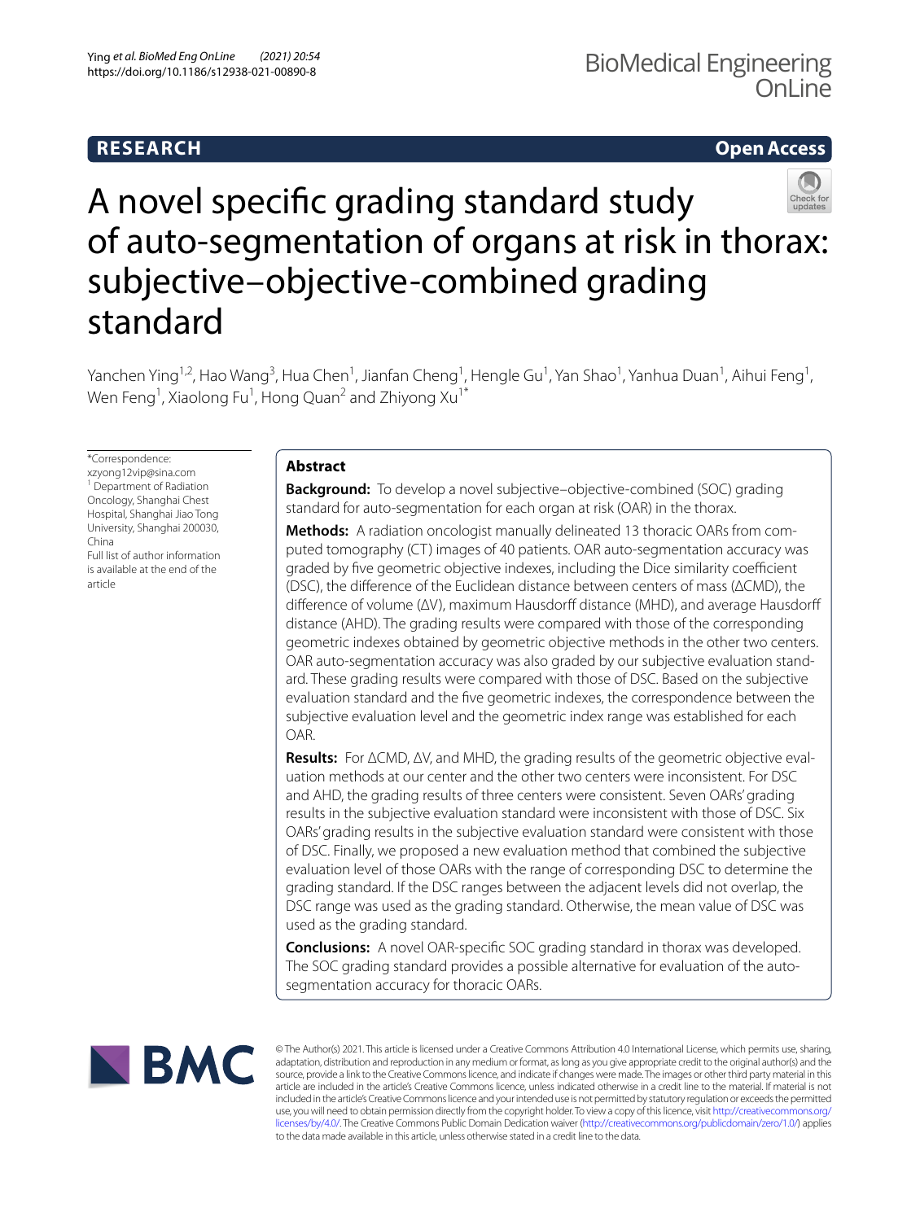**RESEARCH** **Open Access**

# A novel specific grading standard study of auto-segmentation of organs at risk in thorax: subjective–objective-combined grading standard

Yanchen Ying[1,2], Hao Wang[3], Hua Chen[1], Jianfan Cheng[1], Hengle Gu[1], Yan Shao[1], Yanhua Duan[1], Aihui Feng[1], Wen Feng[1], Xiaolong Fu[1], Hong Quan[2] and Zhiyong Xu[1*]

*Correspondence: xzyong12vip@sina.com
[1] Department of Radiation Oncology, Shanghai Chest Hospital, Shanghai Jiao Tong University, Shanghai 200030, China
Full list of author information is available at the end of the article

## Abstract

**Background:** To develop a novel subjective–objective-combined (SOC) grading standard for auto-segmentation for each organ at risk (OAR) in the thorax.

**Methods:** A radiation oncologist manually delineated 13 thoracic OARs from computed tomography (CT) images of 40 patients. OAR auto-segmentation accuracy was graded by five geometric objective indexes, including the Dice similarity coefficient (DSC), the difference of the Euclidean distance between centers of mass (ΔCMD), the difference of volume (ΔV), maximum Hausdorff distance (MHD), and average Hausdorff distance (AHD). The grading results were compared with those of the corresponding geometric indexes obtained by geometric objective methods in the other two centers. OAR auto-segmentation accuracy was also graded by our subjective evaluation standard. These grading results were compared with those of DSC. Based on the subjective evaluation standard and the five geometric indexes, the correspondence between the subjective evaluation level and the geometric index range was established for each OAR.

**Results:** For ΔCMD, ΔV, and MHD, the grading results of the geometric objective evaluation methods at our center and the other two centers were inconsistent. For DSC and AHD, the grading results of three centers were consistent. Seven OARs' grading results in the subjective evaluation standard were inconsistent with those of DSC. Six OARs' grading results in the subjective evaluation standard were consistent with those of DSC. Finally, we proposed a new evaluation method that combined the subjective evaluation level of those OARs with the range of corresponding DSC to determine the grading standard. If the DSC ranges between the adjacent levels did not overlap, the DSC range was used as the grading standard. Otherwise, the mean value of DSC was used as the grading standard.

**Conclusions:** A novel OAR-specific SOC grading standard in thorax was developed. The SOC grading standard provides a possible alternative for evaluation of the auto-segmentation accuracy for thoracic OARs.

© The Author(s) 2021. This article is licensed under a Creative Commons Attribution 4.0 International License, which permits use, sharing, adaptation, distribution and reproduction in any medium or format, as long as you give appropriate credit to the original author(s) and the source, provide a link to the Creative Commons licence, and indicate if changes were made. The images or other third party material in this article are included in the article's Creative Commons licence, unless indicated otherwise in a credit line to the material. If material is not included in the article's Creative Commons licence and your intended use is not permitted by statutory regulation or exceeds the permitted use, you will need to obtain permission directly from the copyright holder. To view a copy of this licence, visit http://creativecommons.org/licenses/by/4.0/. The Creative Commons Public Domain Dedication waiver (http://creativecommons.org/publicdomain/zero/1.0/) applies to the data made available in this article, unless otherwise stated in a credit line to the data.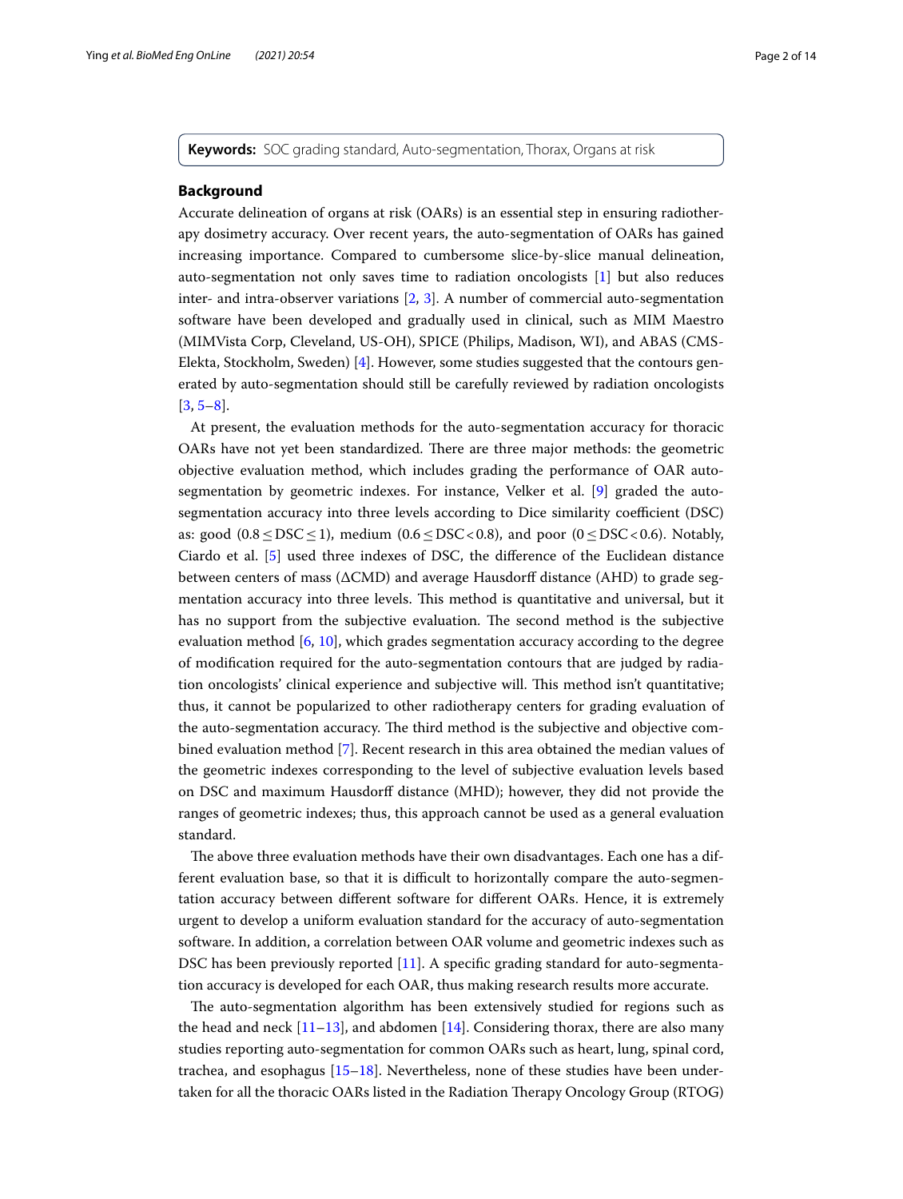**Keywords:** SOC grading standard, Auto-segmentation, Thorax, Organs at risk

## Background

Accurate delineation of organs at risk (OARs) is an essential step in ensuring radiotherapy dosimetry accuracy. Over recent years, the auto-segmentation of OARs has gained increasing importance. Compared to cumbersome slice-by-slice manual delineation, auto-segmentation not only saves time to radiation oncologists [1] but also reduces inter- and intra-observer variations [2, 3]. A number of commercial auto-segmentation software have been developed and gradually used in clinical, such as MIM Maestro (MIMVista Corp, Cleveland, US-OH), SPICE (Philips, Madison, WI), and ABAS (CMS-Elekta, Stockholm, Sweden) [4]. However, some studies suggested that the contours generated by auto-segmentation should still be carefully reviewed by radiation oncologists [3, 5–8].

At present, the evaluation methods for the auto-segmentation accuracy for thoracic OARs have not yet been standardized. There are three major methods: the geometric objective evaluation method, which includes grading the performance of OAR auto-segmentation by geometric indexes. For instance, Velker et al. [9] graded the auto-segmentation accuracy into three levels according to Dice similarity coefficient (DSC) as: good ($0.8 \le \text{DSC} \le 1$), medium ($0.6 \le \text{DSC} < 0.8$), and poor ($0 \le \text{DSC} < 0.6$). Notably, Ciardo et al. [5] used three indexes of DSC, the difference of the Euclidean distance between centers of mass (ΔCMD) and average Hausdorff distance (AHD) to grade segmentation accuracy into three levels. This method is quantitative and universal, but it has no support from the subjective evaluation. The second method is the subjective evaluation method [6, 10], which grades segmentation accuracy according to the degree of modification required for the auto-segmentation contours that are judged by radiation oncologists' clinical experience and subjective will. This method isn't quantitative; thus, it cannot be popularized to other radiotherapy centers for grading evaluation of the auto-segmentation accuracy. The third method is the subjective and objective combined evaluation method [7]. Recent research in this area obtained the median values of the geometric indexes corresponding to the level of subjective evaluation levels based on DSC and maximum Hausdorff distance (MHD); however, they did not provide the ranges of geometric indexes; thus, this approach cannot be used as a general evaluation standard.

The above three evaluation methods have their own disadvantages. Each one has a different evaluation base, so that it is difficult to horizontally compare the auto-segmentation accuracy between different software for different OARs. Hence, it is extremely urgent to develop a uniform evaluation standard for the accuracy of auto-segmentation software. In addition, a correlation between OAR volume and geometric indexes such as DSC has been previously reported [11]. A specific grading standard for auto-segmentation accuracy is developed for each OAR, thus making research results more accurate.

The auto-segmentation algorithm has been extensively studied for regions such as the head and neck [11–13], and abdomen [14]. Considering thorax, there are also many studies reporting auto-segmentation for common OARs such as heart, lung, spinal cord, trachea, and esophagus [15–18]. Nevertheless, none of these studies have been undertaken for all the thoracic OARs listed in the Radiation Therapy Oncology Group (RTOG)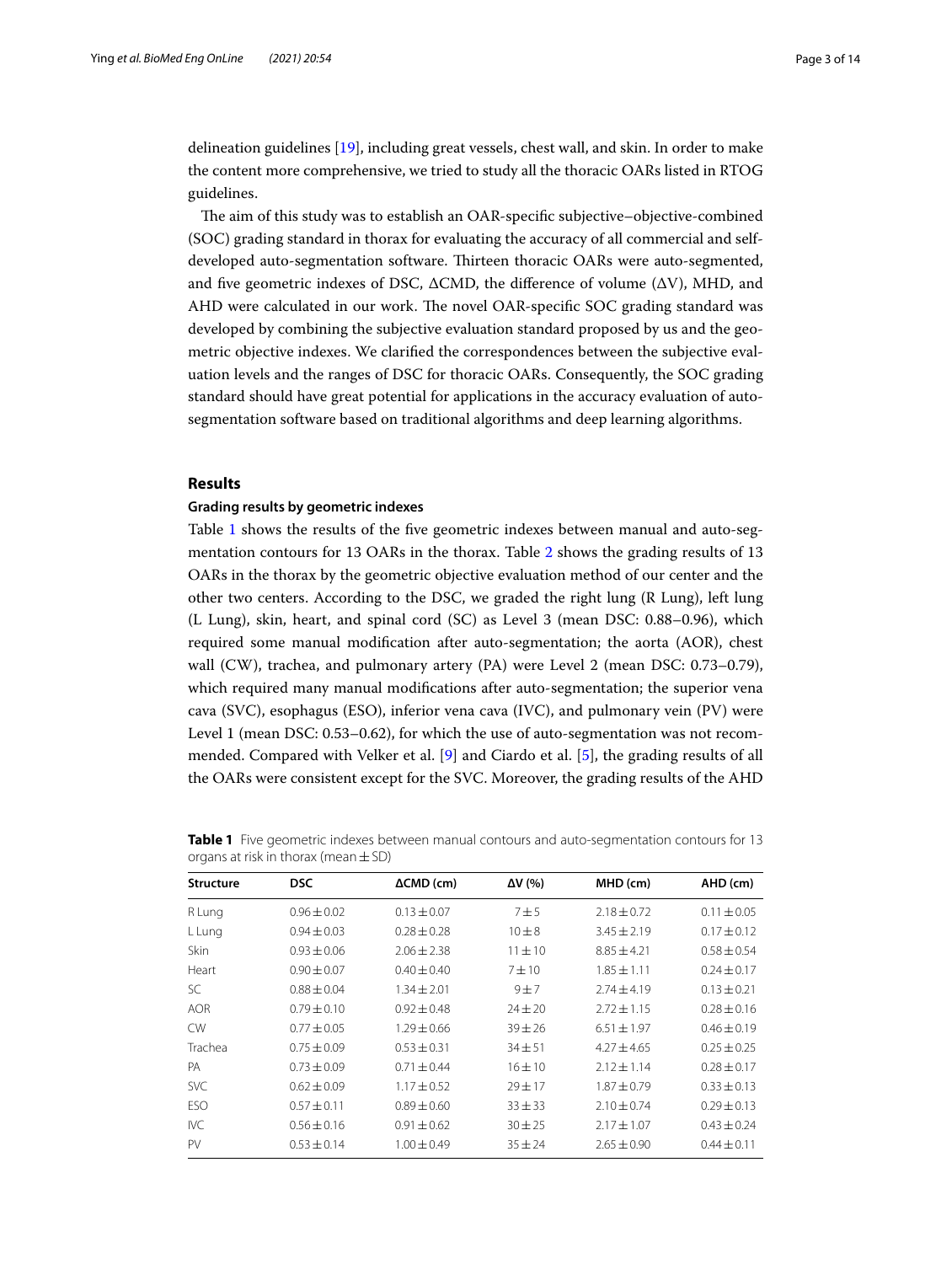delineation guidelines [19], including great vessels, chest wall, and skin. In order to make the content more comprehensive, we tried to study all the thoracic OARs listed in RTOG guidelines.

The aim of this study was to establish an OAR-specific subjective–objective-combined (SOC) grading standard in thorax for evaluating the accuracy of all commercial and self-developed auto-segmentation software. Thirteen thoracic OARs were auto-segmented, and five geometric indexes of DSC, ΔCMD, the difference of volume (ΔV), MHD, and AHD were calculated in our work. The novel OAR-specific SOC grading standard was developed by combining the subjective evaluation standard proposed by us and the geometric objective indexes. We clarified the correspondences between the subjective evaluation levels and the ranges of DSC for thoracic OARs. Consequently, the SOC grading standard should have great potential for applications in the accuracy evaluation of auto-segmentation software based on traditional algorithms and deep learning algorithms.

## Results

### Grading results by geometric indexes

Table 1 shows the results of the five geometric indexes between manual and auto-segmentation contours for 13 OARs in the thorax. Table 2 shows the grading results of 13 OARs in the thorax by the geometric objective evaluation method of our center and the other two centers. According to the DSC, we graded the right lung (R Lung), left lung (L Lung), skin, heart, and spinal cord (SC) as Level 3 (mean DSC: 0.88–0.96), which required some manual modification after auto-segmentation; the aorta (AOR), chest wall (CW), trachea, and pulmonary artery (PA) were Level 2 (mean DSC: 0.73–0.79), which required many manual modifications after auto-segmentation; the superior vena cava (SVC), esophagus (ESO), inferior vena cava (IVC), and pulmonary vein (PV) were Level 1 (mean DSC: 0.53–0.62), for which the use of auto-segmentation was not recommended. Compared with Velker et al. [9] and Ciardo et al. [5], the grading results of all the OARs were consistent except for the SVC. Moreover, the grading results of the AHD

**Table 1** Five geometric indexes between manual contours and auto-segmentation contours for 13 organs at risk in thorax (mean ± SD)

| Structure | DSC | ΔCMD (cm) | ΔV (%) | MHD (cm) | AHD (cm) |
|---|---|---|---|---|---|
| R Lung | 0.96 ± 0.02 | 0.13 ± 0.07 | 7 ± 5 | 2.18 ± 0.72 | 0.11 ± 0.05 |
| L Lung | 0.94 ± 0.03 | 0.28 ± 0.28 | 10 ± 8 | 3.45 ± 2.19 | 0.17 ± 0.12 |
| Skin | 0.93 ± 0.06 | 2.06 ± 2.38 | 11 ± 10 | 8.85 ± 4.21 | 0.58 ± 0.54 |
| Heart | 0.90 ± 0.07 | 0.40 ± 0.40 | 7 ± 10 | 1.85 ± 1.11 | 0.24 ± 0.17 |
| SC | 0.88 ± 0.04 | 1.34 ± 2.01 | 9 ± 7 | 2.74 ± 4.19 | 0.13 ± 0.21 |
| AOR | 0.79 ± 0.10 | 0.92 ± 0.48 | 24 ± 20 | 2.72 ± 1.15 | 0.28 ± 0.16 |
| CW | 0.77 ± 0.05 | 1.29 ± 0.66 | 39 ± 26 | 6.51 ± 1.97 | 0.46 ± 0.19 |
| Trachea | 0.75 ± 0.09 | 0.53 ± 0.31 | 34 ± 51 | 4.27 ± 4.65 | 0.25 ± 0.25 |
| PA | 0.73 ± 0.09 | 0.71 ± 0.44 | 16 ± 10 | 2.12 ± 1.14 | 0.28 ± 0.17 |
| SVC | 0.62 ± 0.09 | 1.17 ± 0.52 | 29 ± 17 | 1.87 ± 0.79 | 0.33 ± 0.13 |
| ESO | 0.57 ± 0.11 | 0.89 ± 0.60 | 33 ± 33 | 2.10 ± 0.74 | 0.29 ± 0.13 |
| IVC | 0.56 ± 0.16 | 0.91 ± 0.62 | 30 ± 25 | 2.17 ± 1.07 | 0.43 ± 0.24 |
| PV | 0.53 ± 0.14 | 1.00 ± 0.49 | 35 ± 24 | 2.65 ± 0.90 | 0.44 ± 0.11 |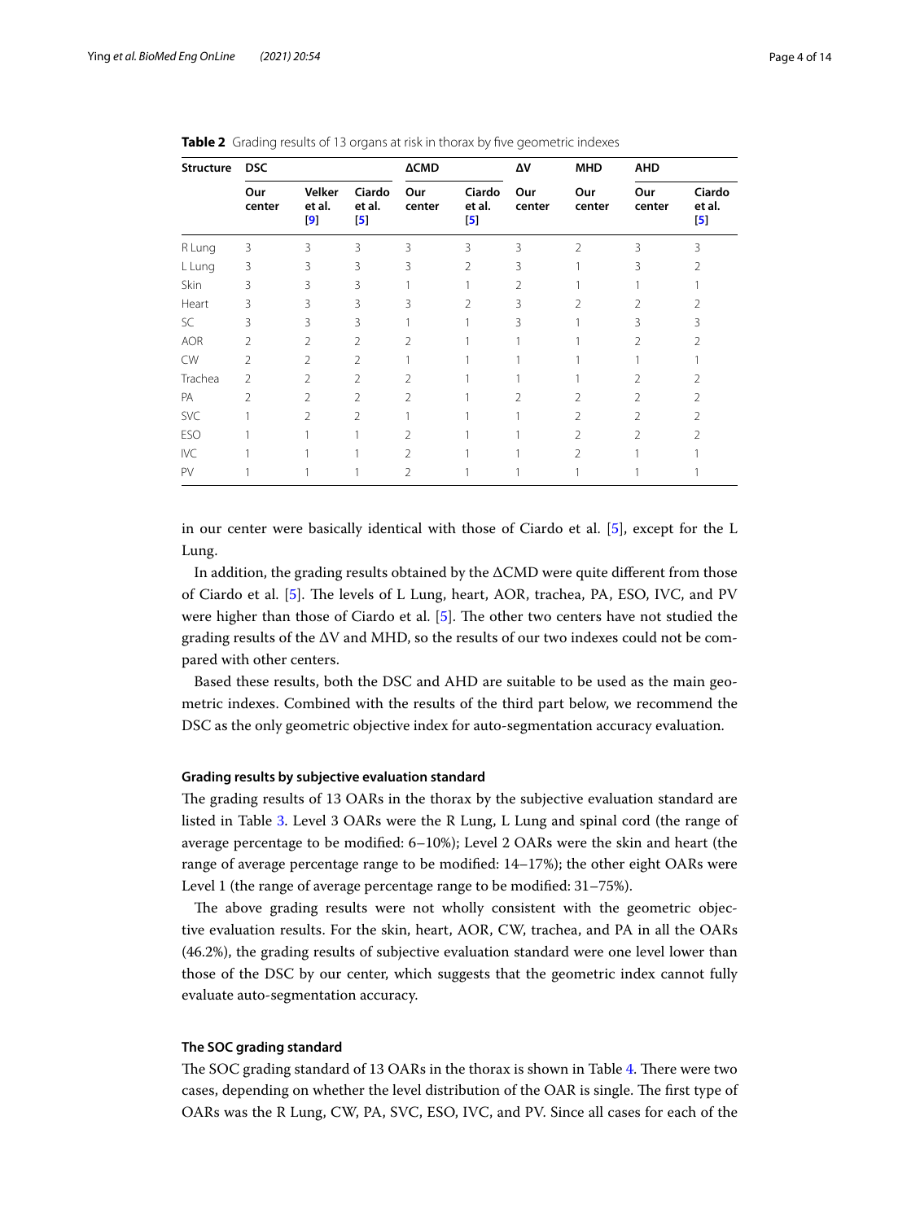**Table 2** Grading results of 13 organs at risk in thorax by five geometric indexes

| Structure | DSC | | | ΔCMD | | ΔV | MHD | AHD | |
|---|---|---|---|---|---|---|---|---|---|
| | Our center | Velker et al. [9] | Ciardo et al. [5] | Our center | Ciardo et al. [5] | Our center | Our center | Our center | Ciardo et al. [5] |
| R Lung | 3 | 3 | 3 | 3 | 3 | 3 | 2 | 3 | 3 |
| L Lung | 3 | 3 | 3 | 3 | 2 | 3 | 1 | 3 | 2 |
| Skin | 3 | 3 | 3 | 1 | 1 | 2 | 1 | 1 | 1 |
| Heart | 3 | 3 | 3 | 3 | 2 | 3 | 2 | 2 | 2 |
| SC | 3 | 3 | 3 | 1 | 1 | 3 | 1 | 3 | 3 |
| AOR | 2 | 2 | 2 | 2 | 1 | 1 | 1 | 2 | 2 |
| CW | 2 | 2 | 2 | 1 | 1 | 1 | 1 | 1 | 1 |
| Trachea | 2 | 2 | 2 | 2 | 1 | 1 | 1 | 2 | 2 |
| PA | 2 | 2 | 2 | 2 | 1 | 2 | 2 | 2 | 2 |
| SVC | 1 | 2 | 2 | 1 | 1 | 1 | 2 | 2 | 2 |
| ESO | 1 | 1 | 1 | 2 | 1 | 1 | 2 | 2 | 2 |
| IVC | 1 | 1 | 1 | 2 | 1 | 1 | 2 | 1 | 1 |
| PV | 1 | 1 | 1 | 2 | 1 | 1 | 1 | 1 | 1 |

in our center were basically identical with those of Ciardo et al. [5], except for the L Lung.

In addition, the grading results obtained by the ΔCMD were quite different from those of Ciardo et al. [5]. The levels of L Lung, heart, AOR, trachea, PA, ESO, IVC, and PV were higher than those of Ciardo et al. [5]. The other two centers have not studied the grading results of the ΔV and MHD, so the results of our two indexes could not be compared with other centers.

Based these results, both the DSC and AHD are suitable to be used as the main geometric indexes. Combined with the results of the third part below, we recommend the DSC as the only geometric objective index for auto-segmentation accuracy evaluation.

### Grading results by subjective evaluation standard

The grading results of 13 OARs in the thorax by the subjective evaluation standard are listed in Table 3. Level 3 OARs were the R Lung, L Lung and spinal cord (the range of average percentage to be modified: 6–10%); Level 2 OARs were the skin and heart (the range of average percentage range to be modified: 14–17%); the other eight OARs were Level 1 (the range of average percentage range to be modified: 31–75%).

The above grading results were not wholly consistent with the geometric objective evaluation results. For the skin, heart, AOR, CW, trachea, and PA in all the OARs (46.2%), the grading results of subjective evaluation standard were one level lower than those of the DSC by our center, which suggests that the geometric index cannot fully evaluate auto-segmentation accuracy.

### The SOC grading standard

The SOC grading standard of 13 OARs in the thorax is shown in Table 4. There were two cases, depending on whether the level distribution of the OAR is single. The first type of OARs was the R Lung, CW, PA, SVC, ESO, IVC, and PV. Since all cases for each of the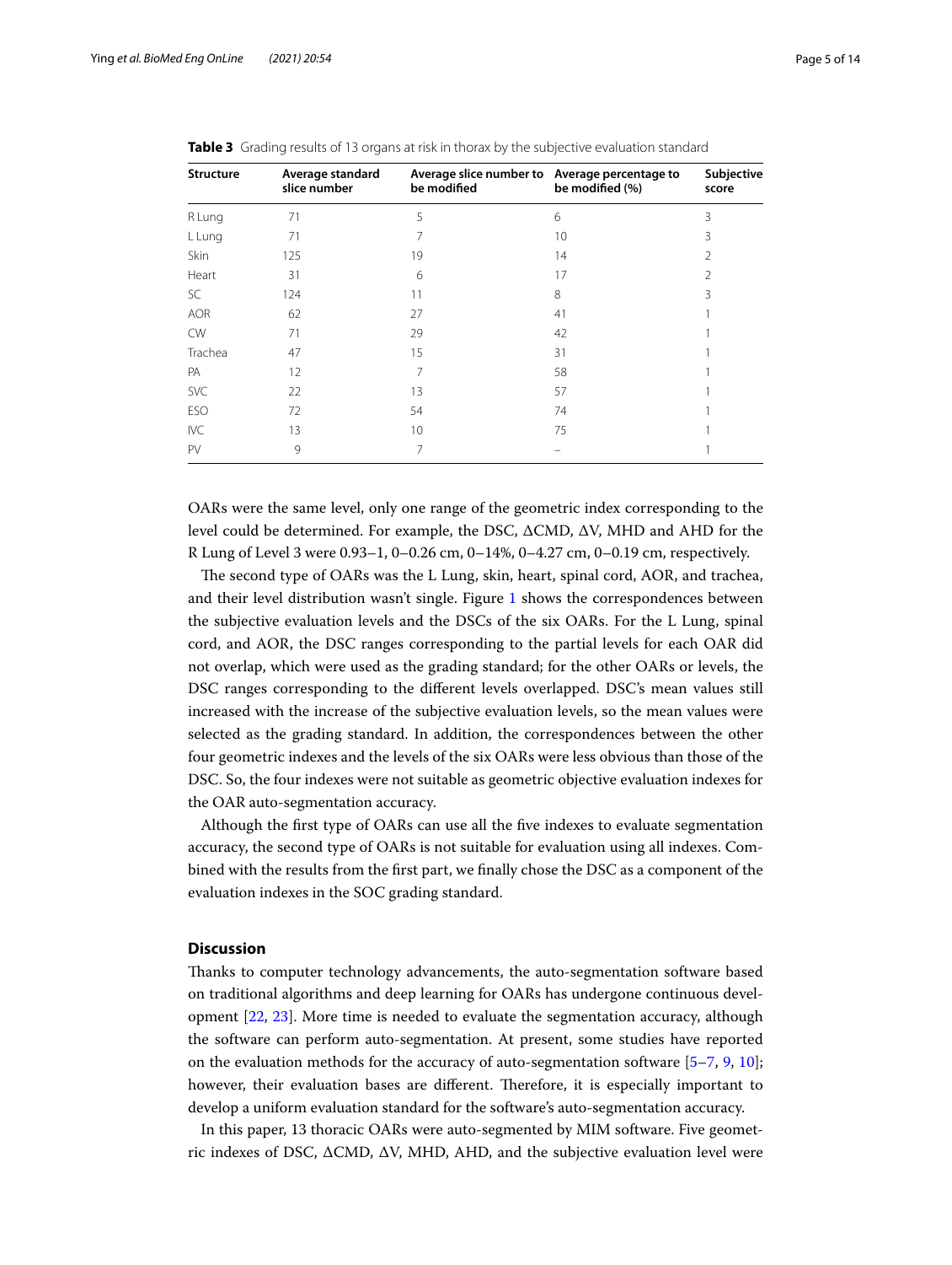**Table 3** Grading results of 13 organs at risk in thorax by the subjective evaluation standard

| Structure | Average standard slice number | Average slice number to be modified | Average percentage to be modified (%) | Subjective score |
|---|---|---|---|---|
| R Lung | 71 | 5 | 6 | 3 |
| L Lung | 71 | 7 | 10 | 3 |
| Skin | 125 | 19 | 14 | 2 |
| Heart | 31 | 6 | 17 | 2 |
| SC | 124 | 11 | 8 | 3 |
| AOR | 62 | 27 | 41 | 1 |
| CW | 71 | 29 | 42 | 1 |
| Trachea | 47 | 15 | 31 | 1 |
| PA | 12 | 7 | 58 | 1 |
| SVC | 22 | 13 | 57 | 1 |
| ESO | 72 | 54 | 74 | 1 |
| IVC | 13 | 10 | 75 | 1 |
| PV | 9 | 7 | – | 1 |

OARs were the same level, only one range of the geometric index corresponding to the level could be determined. For example, the DSC, ΔCMD, ΔV, MHD and AHD for the R Lung of Level 3 were 0.93–1, 0–0.26 cm, 0–14%, 0–4.27 cm, 0–0.19 cm, respectively.

The second type of OARs was the L Lung, skin, heart, spinal cord, AOR, and trachea, and their level distribution wasn't single. Figure 1 shows the correspondences between the subjective evaluation levels and the DSCs of the six OARs. For the L Lung, spinal cord, and AOR, the DSC ranges corresponding to the partial levels for each OAR did not overlap, which were used as the grading standard; for the other OARs or levels, the DSC ranges corresponding to the different levels overlapped. DSC's mean values still increased with the increase of the subjective evaluation levels, so the mean values were selected as the grading standard. In addition, the correspondences between the other four geometric indexes and the levels of the six OARs were less obvious than those of the DSC. So, the four indexes were not suitable as geometric objective evaluation indexes for the OAR auto-segmentation accuracy.

Although the first type of OARs can use all the five indexes to evaluate segmentation accuracy, the second type of OARs is not suitable for evaluation using all indexes. Combined with the results from the first part, we finally chose the DSC as a component of the evaluation indexes in the SOC grading standard.

## Discussion

Thanks to computer technology advancements, the auto-segmentation software based on traditional algorithms and deep learning for OARs has undergone continuous development [22, 23]. More time is needed to evaluate the segmentation accuracy, although the software can perform auto-segmentation. At present, some studies have reported on the evaluation methods for the accuracy of auto-segmentation software [5–7, 9, 10]; however, their evaluation bases are different. Therefore, it is especially important to develop a uniform evaluation standard for the software's auto-segmentation accuracy.

In this paper, 13 thoracic OARs were auto-segmented by MIM software. Five geometric indexes of DSC, ΔCMD, ΔV, MHD, AHD, and the subjective evaluation level were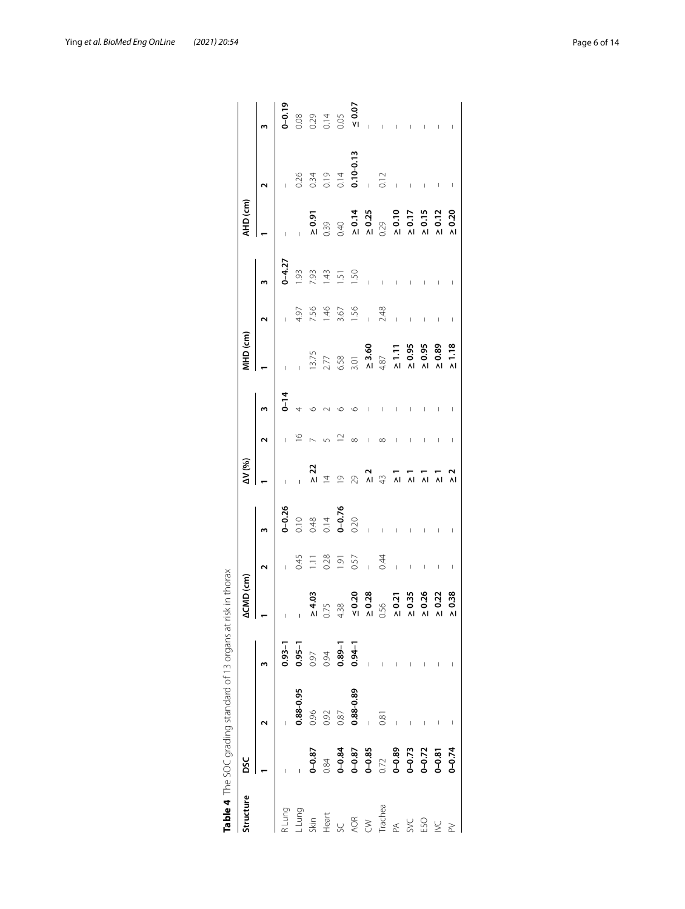**Table 4** The SOC grading standard of 13 organs at risk in thorax

| Structure | DSC | | | ΔCMD (cm) | | | ΔV (%) | | | MHD (cm) | | | AHD (cm) | | |
|---|---|---|---|---|---|---|---|---|---|---|---|---|---|---|---|
| | **1** | **2** | **3** | **1** | **2** | **3** | **1** | **2** | **3** | **1** | **2** | **3** | **1** | **2** | **3** |
| R Lung | – | – | **0.93–1** | – | – | **0–0.26** | – | – | **0–14** | – | – | **0–4.27** | – | – | **0–0.19** |
| L Lung | **–** | **0.88–0.95** | **0.95–1** | **–** | 0.45 | 0.10 | **–** | 16 | 4 | – | 4.97 | 1.93 | – | 0.26 | 0.08 |
| Skin | **0–0.87** | 0.96 | 0.97 | **≥ 4.03** | 1.11 | 0.48 | **≥ 22** | 7 | 6 | 13.75 | 7.56 | 7.93 | **≥ 0.91** | 0.34 | 0.29 |
| Heart | 0.84 | 0.92 | 0.94 | 0.75 | 0.28 | 0.14 | 14 | 5 | 2 | 2.77 | 1.46 | 1.43 | 0.39 | 0.19 | 0.14 |
| SC | **0–0.84** | 0.87 | **0.89–1** | 4.38 | 1.91 | **0–0.76** | 19 | 12 | 6 | 6.58 | 3.67 | 1.51 | 0.40 | 0.14 | 0.05 |
| AOR | **0–0.87** | **0.88–0.89** | **0.94–1** | **≤ 0.20** | 0.57 | 0.20 | 29 | 8 | 6 | 3.01 | 1.56 | 1.50 | **≥ 0.14** | **0.10–0.13** | **≤ 0.07** |
| CW | **0–0.85** | – | – | **≥ 0.28** | – | – | **≥ 2** | – | – | **≥ 3.60** | – | – | **≥ 0.25** | – | – |
| Trachea | 0.72 | 0.81 | – | 0.56 | 0.44 | – | 43 | 8 | – | 4.87 | 2.48 | – | 0.29 | 0.12 | – |
| PA | **0–0.89** | – | – | **≥ 0.21** | – | – | **≥ 1** | – | – | **≥ 1.11** | – | – | **≥ 0.10** | – | – |
| SVC | **0–0.73** | – | – | **≥ 0.35** | – | – | **≥ 1** | – | – | **≥ 0.95** | – | – | **≥ 0.17** | – | – |
| ESO | **0–0.72** | – | – | **≥ 0.26** | – | – | **≥ 1** | – | – | **≥ 0.95** | – | – | **≥ 0.15** | – | – |
| IVC | **0–0.81** | – | – | **≥ 0.22** | – | – | **≥ 1** | – | – | **≥ 0.89** | – | – | **≥ 0.12** | – | – |
| PV | **0–0.74** | – | – | **≥ 0.38** | – | – | **≥ 2** | – | – | **≥ 1.18** | – | – | **≥ 0.20** | – | – |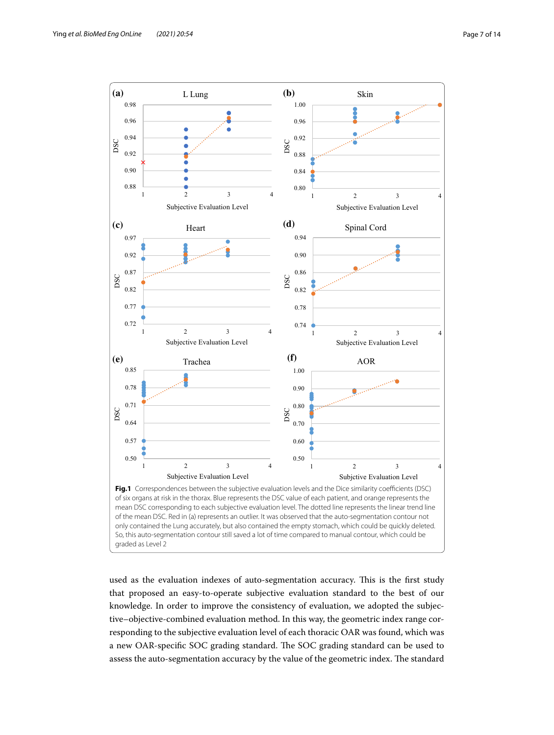**Fig. 1** Correspondences between the subjective evaluation levels and the Dice similarity coefficients (DSC) of six organs at risk in the thorax. Blue represents the DSC value of each patient, and orange represents the mean DSC corresponding to each subjective evaluation level. The dotted line represents the linear trend line of the mean DSC. Red in (a) represents an outlier. It was observed that the auto-segmentation contour not only contained the Lung accurately, but also contained the empty stomach, which could be quickly deleted. So, this auto-segmentation contour still saved a lot of time compared to manual contour, which could be graded as Level 2

used as the evaluation indexes of auto-segmentation accuracy. This is the first study that proposed an easy-to-operate subjective evaluation standard to the best of our knowledge. In order to improve the consistency of evaluation, we adopted the subjective–objective-combined evaluation method. In this way, the geometric index range corresponding to the subjective evaluation level of each thoracic OAR was found, which was a new OAR-specific SOC grading standard. The SOC grading standard can be used to assess the auto-segmentation accuracy by the value of the geometric index. The standard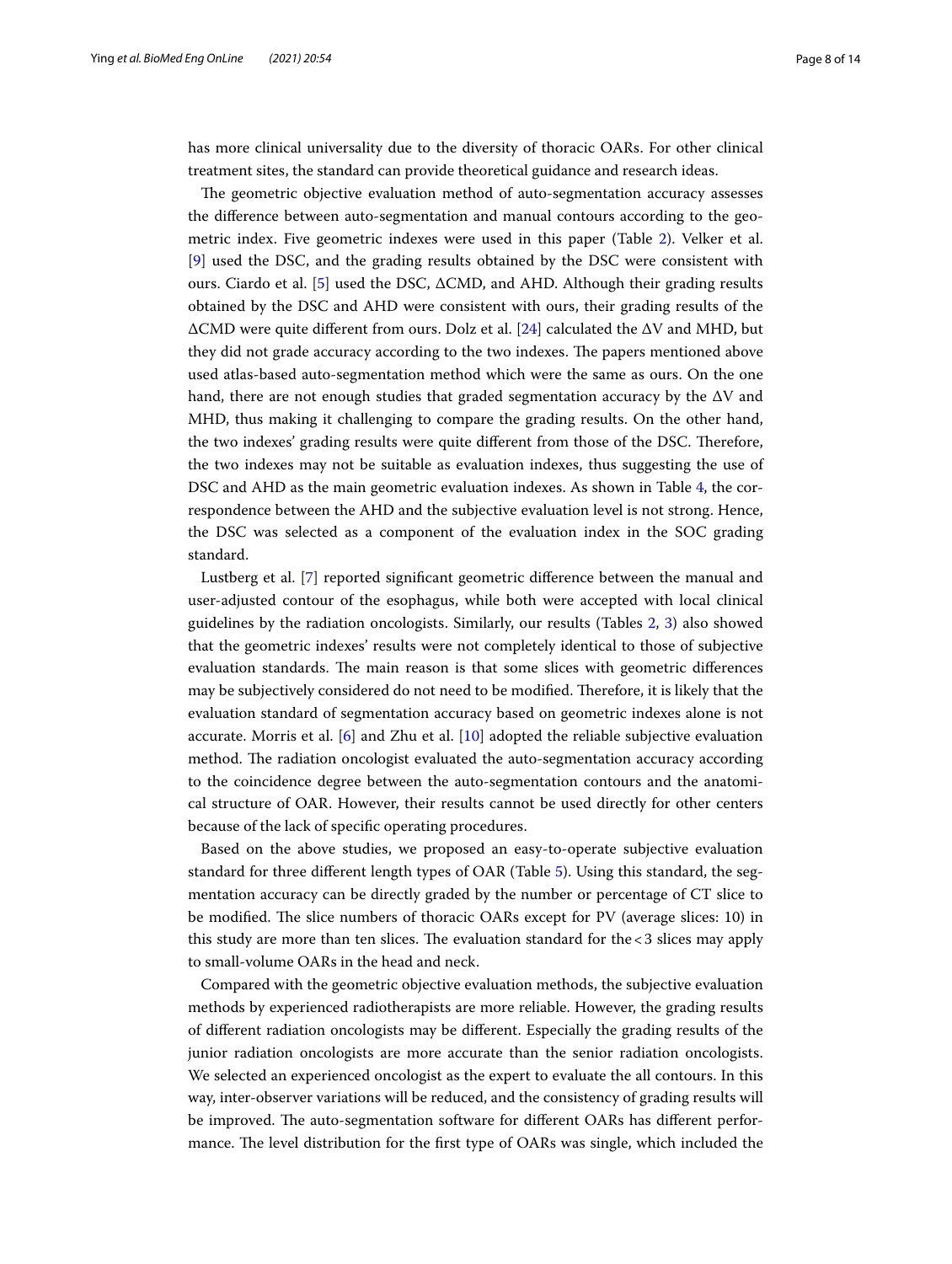has more clinical universality due to the diversity of thoracic OARs. For other clinical treatment sites, the standard can provide theoretical guidance and research ideas.

The geometric objective evaluation method of auto-segmentation accuracy assesses the difference between auto-segmentation and manual contours according to the geometric index. Five geometric indexes were used in this paper (Table 2). Velker et al. [9] used the DSC, and the grading results obtained by the DSC were consistent with ours. Ciardo et al. [5] used the DSC, ΔCMD, and AHD. Although their grading results obtained by the DSC and AHD were consistent with ours, their grading results of the ΔCMD were quite different from ours. Dolz et al. [24] calculated the ΔV and MHD, but they did not grade accuracy according to the two indexes. The papers mentioned above used atlas-based auto-segmentation method which were the same as ours. On the one hand, there are not enough studies that graded segmentation accuracy by the ΔV and MHD, thus making it challenging to compare the grading results. On the other hand, the two indexes' grading results were quite different from those of the DSC. Therefore, the two indexes may not be suitable as evaluation indexes, thus suggesting the use of DSC and AHD as the main geometric evaluation indexes. As shown in Table 4, the correspondence between the AHD and the subjective evaluation level is not strong. Hence, the DSC was selected as a component of the evaluation index in the SOC grading standard.

Lustberg et al. [7] reported significant geometric difference between the manual and user-adjusted contour of the esophagus, while both were accepted with local clinical guidelines by the radiation oncologists. Similarly, our results (Tables 2, 3) also showed that the geometric indexes' results were not completely identical to those of subjective evaluation standards. The main reason is that some slices with geometric differences may be subjectively considered do not need to be modified. Therefore, it is likely that the evaluation standard of segmentation accuracy based on geometric indexes alone is not accurate. Morris et al. [6] and Zhu et al. [10] adopted the reliable subjective evaluation method. The radiation oncologist evaluated the auto-segmentation accuracy according to the coincidence degree between the auto-segmentation contours and the anatomical structure of OAR. However, their results cannot be used directly for other centers because of the lack of specific operating procedures.

Based on the above studies, we proposed an easy-to-operate subjective evaluation standard for three different length types of OAR (Table 5). Using this standard, the segmentation accuracy can be directly graded by the number or percentage of CT slice to be modified. The slice numbers of thoracic OARs except for PV (average slices: 10) in this study are more than ten slices. The evaluation standard for the < 3 slices may apply to small-volume OARs in the head and neck.

Compared with the geometric objective evaluation methods, the subjective evaluation methods by experienced radiotherapists are more reliable. However, the grading results of different radiation oncologists may be different. Especially the grading results of the junior radiation oncologists are more accurate than the senior radiation oncologists. We selected an experienced oncologist as the expert to evaluate the all contours. In this way, inter-observer variations will be reduced, and the consistency of grading results will be improved. The auto-segmentation software for different OARs has different performance. The level distribution for the first type of OARs was single, which included the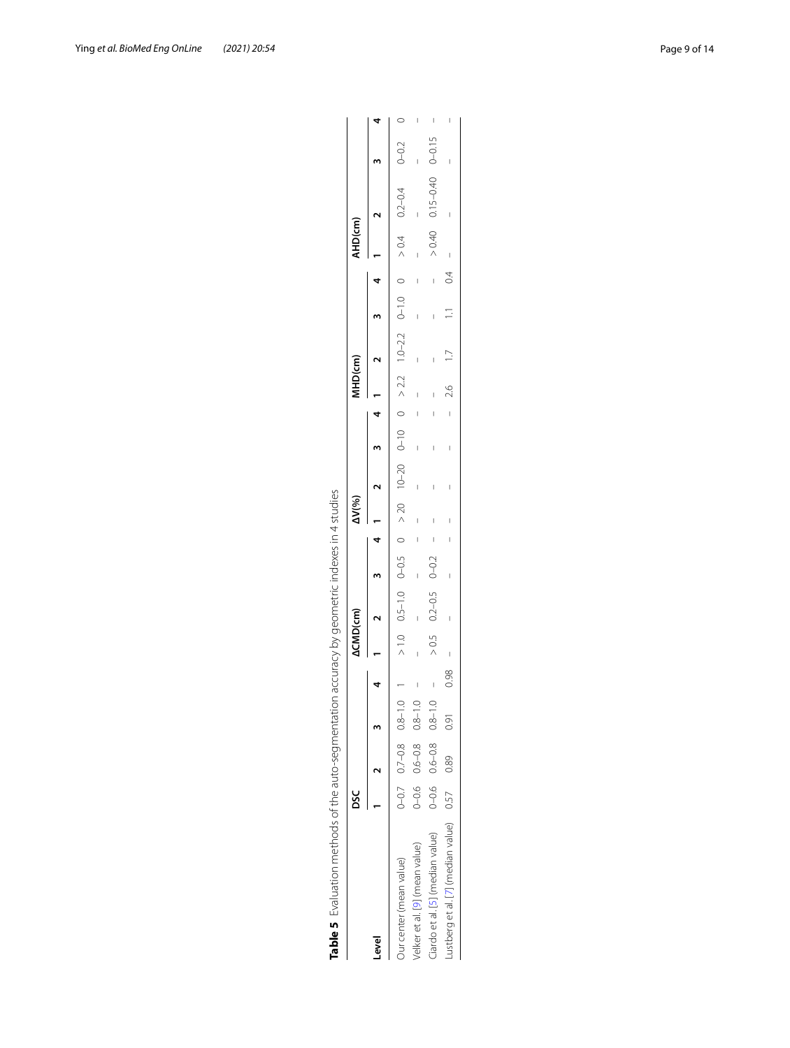**Table 5** Evaluation methods of the auto-segmentation accuracy by geometric indexes in 4 studies

| Level | DSC | | | | ΔCMD(cm) | | | | ΔV(%) | | | | MHD(cm) | | | | AHD(cm) | | | |
|---|---|---|---|---|---|---|---|---|---|---|---|---|---|---|---|---|---|---|---|---|
| | 1 | 2 | 3 | 4 | 1 | 2 | 3 | 4 | 1 | 2 | 3 | 4 | 1 | 2 | 3 | 4 | 1 | 2 | 3 | 4 |
| Our center (mean value) | 0–0.7 | 0.7–0.8 | 0.8–1.0 | 1 | > 1.0 | 0.5–1.0 | 0–0.5 | 0 | > 20 | 10–20 | 0–10 | 0 | > 2.2 | 1.0–2.2 | 0–1.0 | 0 | > 0.4 | 0.2–0.4 | 0–0.2 | 0 |
| Velker et al. [9] (mean value) | 0–0.6 | 0.6–0.8 | 0.8–1.0 | – | – | – | – | – | – | – | – | – | – | – | – | – | – | – | – | – |
| Ciardo et al. [5] (median value) | 0–0.6 | 0.6–0.8 | 0.8–1.0 | – | > 0.5 | 0.2–0.5 | 0–0.2 | – | – | – | – | – | – | – | – | – | > 0.40 | 0.15–0.40 | 0–0.15 | – |
| Lustberg et al. [7] (median value) | 0.57 | 0.89 | 0.91 | 0.98 | – | – | – | – | – | – | – | – | 2.6 | 1.7 | 1.1 | 0.4 | – | – | – | – |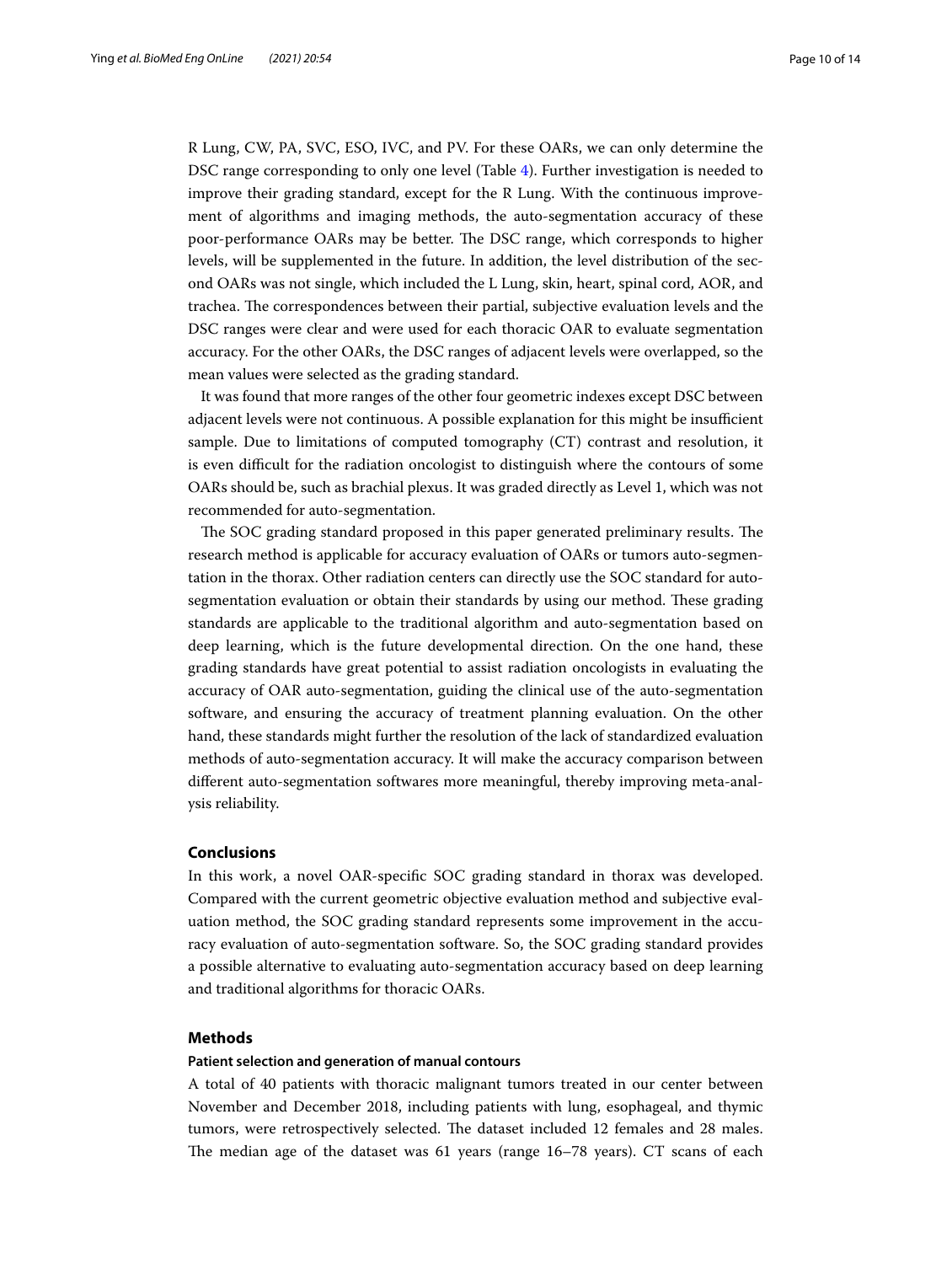R Lung, CW, PA, SVC, ESO, IVC, and PV. For these OARs, we can only determine the DSC range corresponding to only one level (Table 4). Further investigation is needed to improve their grading standard, except for the R Lung. With the continuous improvement of algorithms and imaging methods, the auto-segmentation accuracy of these poor-performance OARs may be better. The DSC range, which corresponds to higher levels, will be supplemented in the future. In addition, the level distribution of the second OARs was not single, which included the L Lung, skin, heart, spinal cord, AOR, and trachea. The correspondences between their partial, subjective evaluation levels and the DSC ranges were clear and were used for each thoracic OAR to evaluate segmentation accuracy. For the other OARs, the DSC ranges of adjacent levels were overlapped, so the mean values were selected as the grading standard.

It was found that more ranges of the other four geometric indexes except DSC between adjacent levels were not continuous. A possible explanation for this might be insufficient sample. Due to limitations of computed tomography (CT) contrast and resolution, it is even difficult for the radiation oncologist to distinguish where the contours of some OARs should be, such as brachial plexus. It was graded directly as Level 1, which was not recommended for auto-segmentation.

The SOC grading standard proposed in this paper generated preliminary results. The research method is applicable for accuracy evaluation of OARs or tumors auto-segmentation in the thorax. Other radiation centers can directly use the SOC standard for auto-segmentation evaluation or obtain their standards by using our method. These grading standards are applicable to the traditional algorithm and auto-segmentation based on deep learning, which is the future developmental direction. On the one hand, these grading standards have great potential to assist radiation oncologists in evaluating the accuracy of OAR auto-segmentation, guiding the clinical use of the auto-segmentation software, and ensuring the accuracy of treatment planning evaluation. On the other hand, these standards might further the resolution of the lack of standardized evaluation methods of auto-segmentation accuracy. It will make the accuracy comparison between different auto-segmentation softwares more meaningful, thereby improving meta-analysis reliability.

## Conclusions

In this work, a novel OAR-specific SOC grading standard in thorax was developed. Compared with the current geometric objective evaluation method and subjective evaluation method, the SOC grading standard represents some improvement in the accuracy evaluation of auto-segmentation software. So, the SOC grading standard provides a possible alternative to evaluating auto-segmentation accuracy based on deep learning and traditional algorithms for thoracic OARs.

## Methods

### Patient selection and generation of manual contours

A total of 40 patients with thoracic malignant tumors treated in our center between November and December 2018, including patients with lung, esophageal, and thymic tumors, were retrospectively selected. The dataset included 12 females and 28 males. The median age of the dataset was 61 years (range 16–78 years). CT scans of each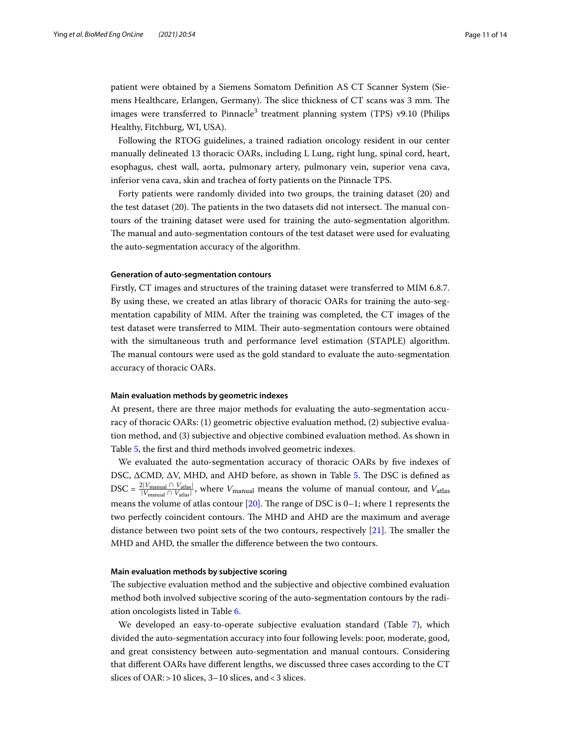patient were obtained by a Siemens Somatom Definition AS CT Scanner System (Siemens Healthcare, Erlangen, Germany). The slice thickness of CT scans was 3 mm. The images were transferred to Pinnacle[3] treatment planning system (TPS) v9.10 (Philips Healthy, Fitchburg, WI, USA).

Following the RTOG guidelines, a trained radiation oncology resident in our center manually delineated 13 thoracic OARs, including L Lung, right lung, spinal cord, heart, esophagus, chest wall, aorta, pulmonary artery, pulmonary vein, superior vena cava, inferior vena cava, skin and trachea of forty patients on the Pinnacle TPS.

Forty patients were randomly divided into two groups, the training dataset (20) and the test dataset (20). The patients in the two datasets did not intersect. The manual contours of the training dataset were used for training the auto-segmentation algorithm. The manual and auto-segmentation contours of the test dataset were used for evaluating the auto-segmentation accuracy of the algorithm.

#### Generation of auto-segmentation contours

Firstly, CT images and structures of the training dataset were transferred to MIM 6.8.7. By using these, we created an atlas library of thoracic OARs for training the auto-segmentation capability of MIM. After the training was completed, the CT images of the test dataset were transferred to MIM. Their auto-segmentation contours were obtained with the simultaneous truth and performance level estimation (STAPLE) algorithm. The manual contours were used as the gold standard to evaluate the auto-segmentation accuracy of thoracic OARs.

#### Main evaluation methods by geometric indexes

At present, there are three major methods for evaluating the auto-segmentation accuracy of thoracic OARs: (1) geometric objective evaluation method, (2) subjective evaluation method, and (3) subjective and objective combined evaluation method. As shown in Table 5, the first and third methods involved geometric indexes.

We evaluated the auto-segmentation accuracy of thoracic OARs by five indexes of DSC, ΔCMD, ΔV, MHD, and AHD before, as shown in Table 5. The DSC is defined as $\mathrm{DSC} = \frac{2|V_{\mathrm{manual}} \cap V_{\mathrm{atlas}}|}{|V_{\mathrm{manual}} \cap V_{\mathrm{atlas}}|}$, where $V_{\mathrm{manual}}$ means the volume of manual contour, and $V_{\mathrm{atlas}}$ means the volume of atlas contour [20]. The range of DSC is 0–1; where 1 represents the two perfectly coincident contours. The MHD and AHD are the maximum and average distance between two point sets of the two contours, respectively [21]. The smaller the MHD and AHD, the smaller the difference between the two contours.

#### Main evaluation methods by subjective scoring

The subjective evaluation method and the subjective and objective combined evaluation method both involved subjective scoring of the auto-segmentation contours by the radiation oncologists listed in Table 6.

We developed an easy-to-operate subjective evaluation standard (Table 7), which divided the auto-segmentation accuracy into four following levels: poor, moderate, good, and great consistency between auto-segmentation and manual contours. Considering that different OARs have different lengths, we discussed three cases according to the CT slices of OAR: > 10 slices, 3–10 slices, and < 3 slices.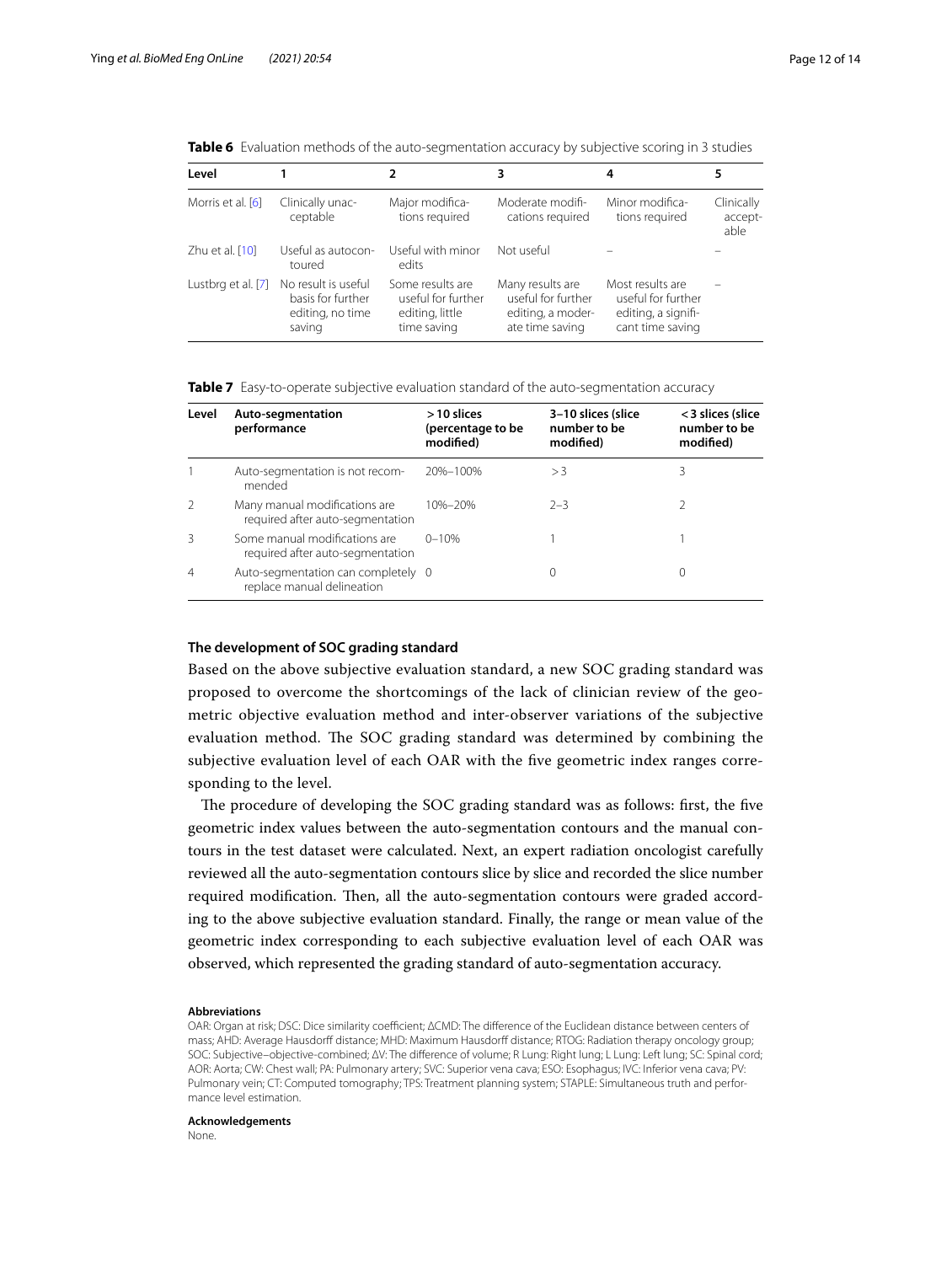**Table 6** Evaluation methods of the auto-segmentation accuracy by subjective scoring in 3 studies

| Level | 1 | 2 | 3 | 4 | 5 |
|---|---|---|---|---|---|
| Morris et al. [6] | Clinically unacceptable | Major modifications required | Moderate modifications required | Minor modifications required | Clinically acceptable |
| Zhu et al. [10] | Useful as autocontoured | Useful with minor edits | Not useful | – | – |
| Lustbrg et al. [7] | No result is useful basis for further editing, no time saving | Some results are useful for further editing, little time saving | Many results are useful for further editing, a moderate time saving | Most results are useful for further editing, a significant time saving | – |

**Table 7** Easy-to-operate subjective evaluation standard of the auto-segmentation accuracy

| Level | Auto-segmentation performance | > 10 slices (percentage to be modified) | 3–10 slices (slice number to be modified) | < 3 slices (slice number to be modified) |
|---|---|---|---|---|
| 1 | Auto-segmentation is not recommended | 20%–100% | > 3 | 3 |
| 2 | Many manual modifications are required after auto-segmentation | 10%–20% | 2–3 | 2 |
| 3 | Some manual modifications are required after auto-segmentation | 0–10% | 1 | 1 |
| 4 | Auto-segmentation can completely replace manual delineation | 0 | 0 | 0 |

### The development of SOC grading standard

Based on the above subjective evaluation standard, a new SOC grading standard was proposed to overcome the shortcomings of the lack of clinician review of the geometric objective evaluation method and inter-observer variations of the subjective evaluation method. The SOC grading standard was determined by combining the subjective evaluation level of each OAR with the five geometric index ranges corresponding to the level.

The procedure of developing the SOC grading standard was as follows: first, the five geometric index values between the auto-segmentation contours and the manual contours in the test dataset were calculated. Next, an expert radiation oncologist carefully reviewed all the auto-segmentation contours slice by slice and recorded the slice number required modification. Then, all the auto-segmentation contours were graded according to the above subjective evaluation standard. Finally, the range or mean value of the geometric index corresponding to each subjective evaluation level of each OAR was observed, which represented the grading standard of auto-segmentation accuracy.

#### Abbreviations

OAR: Organ at risk; DSC: Dice similarity coefficient; ΔCMD: The difference of the Euclidean distance between centers of mass; AHD: Average Hausdorff distance; MHD: Maximum Hausdorff distance; RTOG: Radiation therapy oncology group; SOC: Subjective–objective-combined; ΔV: The difference of volume; R Lung: Right lung; L Lung: Left lung; SC: Spinal cord; AOR: Aorta; CW: Chest wall; PA: Pulmonary artery; SVC: Superior vena cava; ESO: Esophagus; IVC: Inferior vena cava; PV: Pulmonary vein; CT: Computed tomography; TPS: Treatment planning system; STAPLE: Simultaneous truth and performance level estimation.

#### Acknowledgements

None.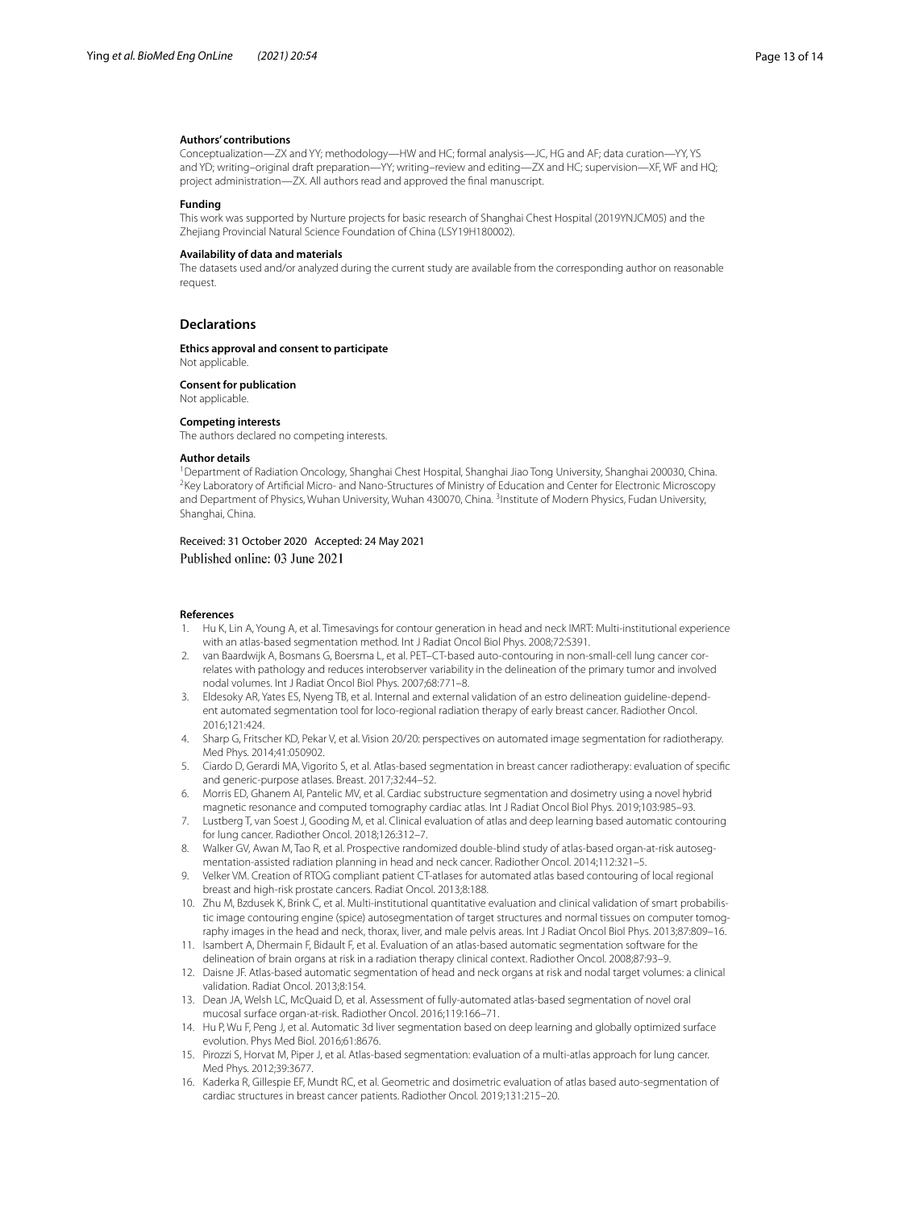**Authors' contributions**

Conceptualization—ZX and YY; methodology—HW and HC; formal analysis—JC, HG and AF; data curation—YY, YS and YD; writing–original draft preparation—YY; writing–review and editing—ZX and HC; supervision—XF, WF and HQ; project administration—ZX. All authors read and approved the final manuscript.

**Funding**

This work was supported by Nurture projects for basic research of Shanghai Chest Hospital (2019YNJCM05) and the Zhejiang Provincial Natural Science Foundation of China (LSY19H180002).

**Availability of data and materials**

The datasets used and/or analyzed during the current study are available from the corresponding author on reasonable request.

## Declarations

**Ethics approval and consent to participate**

Not applicable.

**Consent for publication**

Not applicable.

**Competing interests**

The authors declared no competing interests.

**Author details**

[1]Department of Radiation Oncology, Shanghai Chest Hospital, Shanghai Jiao Tong University, Shanghai 200030, China. [2]Key Laboratory of Artificial Micro- and Nano-Structures of Ministry of Education and Center for Electronic Microscopy and Department of Physics, Wuhan University, Wuhan 430070, China. [3]Institute of Modern Physics, Fudan University, Shanghai, China.

Received: 31 October 2020 Accepted: 24 May 2021
Published online: 03 June 2021

**References**

1. Hu K, Lin A, Young A, et al. Timesavings for contour generation in head and neck IMRT: Multi-institutional experience with an atlas-based segmentation method. Int J Radiat Oncol Biol Phys. 2008;72:S391.
2. van Baardwijk A, Bosmans G, Boersma L, et al. PET–CT-based auto-contouring in non-small-cell lung cancer correlates with pathology and reduces interobserver variability in the delineation of the primary tumor and involved nodal volumes. Int J Radiat Oncol Biol Phys. 2007;68:771–8.
3. Eldesoky AR, Yates ES, Nyeng TB, et al. Internal and external validation of an estro delineation guideline-dependent automated segmentation tool for loco-regional radiation therapy of early breast cancer. Radiother Oncol. 2016;121:424.
4. Sharp G, Fritscher KD, Pekar V, et al. Vision 20/20: perspectives on automated image segmentation for radiotherapy. Med Phys. 2014;41:050902.
5. Ciardo D, Gerardi MA, Vigorito S, et al. Atlas-based segmentation in breast cancer radiotherapy: evaluation of specific and generic-purpose atlases. Breast. 2017;32:44–52.
6. Morris ED, Ghanem AI, Pantelic MV, et al. Cardiac substructure segmentation and dosimetry using a novel hybrid magnetic resonance and computed tomography cardiac atlas. Int J Radiat Oncol Biol Phys. 2019;103:985–93.
7. Lustberg T, van Soest J, Gooding M, et al. Clinical evaluation of atlas and deep learning based automatic contouring for lung cancer. Radiother Oncol. 2018;126:312–7.
8. Walker GV, Awan M, Tao R, et al. Prospective randomized double-blind study of atlas-based organ-at-risk autosegmentation-assisted radiation planning in head and neck cancer. Radiother Oncol. 2014;112:321–5.
9. Velker VM. Creation of RTOG compliant patient CT-atlases for automated atlas based contouring of local regional breast and high-risk prostate cancers. Radiat Oncol. 2013;8:188.
10. Zhu M, Bzdusek K, Brink C, et al. Multi-institutional quantitative evaluation and clinical validation of smart probabilistic image contouring engine (spice) autosegmentation of target structures and normal tissues on computer tomography images in the head and neck, thorax, liver, and male pelvis areas. Int J Radiat Oncol Biol Phys. 2013;87:809–16.
11. Isambert A, Dhermain F, Bidault F, et al. Evaluation of an atlas-based automatic segmentation software for the delineation of brain organs at risk in a radiation therapy clinical context. Radiother Oncol. 2008;87:93–9.
12. Daisne JF. Atlas-based automatic segmentation of head and neck organs at risk and nodal target volumes: a clinical validation. Radiat Oncol. 2013;8:154.
13. Dean JA, Welsh LC, McQuaid D, et al. Assessment of fully-automated atlas-based segmentation of novel oral mucosal surface organ-at-risk. Radiother Oncol. 2016;119:166–71.
14. Hu P, Wu F, Peng J, et al. Automatic 3d liver segmentation based on deep learning and globally optimized surface evolution. Phys Med Biol. 2016;61:8676.
15. Pirozzi S, Horvat M, Piper J, et al. Atlas-based segmentation: evaluation of a multi-atlas approach for lung cancer. Med Phys. 2012;39:3677.
16. Kaderka R, Gillespie EF, Mundt RC, et al. Geometric and dosimetric evaluation of atlas based auto-segmentation of cardiac structures in breast cancer patients. Radiother Oncol. 2019;131:215–20.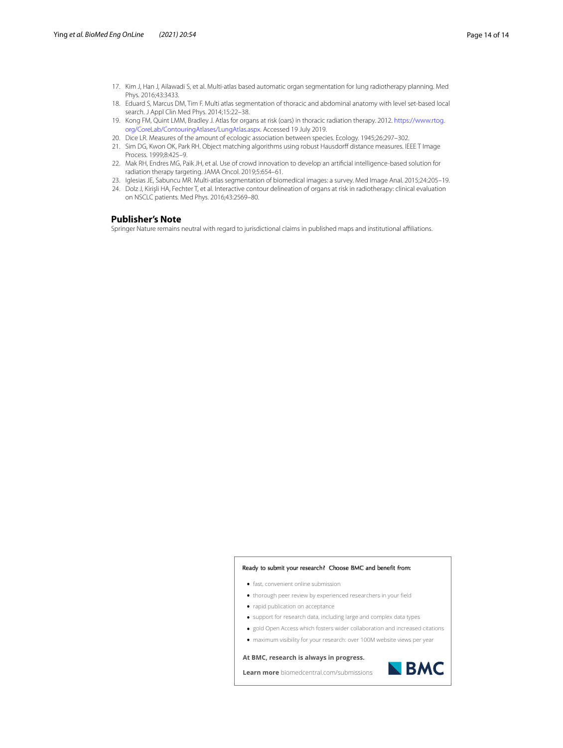17. Kim J, Han J, Ailawadi S, et al. Multi-atlas based automatic organ segmentation for lung radiotherapy planning. Med Phys. 2016;43:3433.
18. Eduard S, Marcus DM, Tim F. Multi atlas segmentation of thoracic and abdominal anatomy with level set-based local search. J Appl Clin Med Phys. 2014;15:22–38.
19. Kong FM, Quint LMM, Bradley J. Atlas for organs at risk (oars) in thoracic radiation therapy. 2012. https://www.rtog.org/CoreLab/ContouringAtlases/LungAtlas.aspx. Accessed 19 July 2019.
20. Dice LR. Measures of the amount of ecologic association between species. Ecology. 1945;26:297–302.
21. Sim DG, Kwon OK, Park RH. Object matching algorithms using robust Hausdorff distance measures. IEEE T Image Process. 1999;8:425–9.
22. Mak RH, Endres MG, Paik JH, et al. Use of crowd innovation to develop an artificial intelligence-based solution for radiation therapy targeting. JAMA Oncol. 2019;5:654–61.
23. Iglesias JE, Sabuncu MR. Multi-atlas segmentation of biomedical images: a survey. Med Image Anal. 2015;24:205–19.
24. Dolz J, Kirişli HA, Fechter T, et al. Interactive contour delineation of organs at risk in radiotherapy: clinical evaluation on NSCLC patients. Med Phys. 2016;43:2569–80.

## Publisher's Note

Springer Nature remains neutral with regard to jurisdictional claims in published maps and institutional affiliations.

Ready to submit your research? Choose BMC and benefit from:

- fast, convenient online submission
- thorough peer review by experienced researchers in your field
- rapid publication on acceptance
- support for research data, including large and complex data types
- gold Open Access which fosters wider collaboration and increased citations
- maximum visibility for your research: over 100M website views per year

**At BMC, research is always in progress.**

**Learn more** biomedcentral.com/submissions

BMC